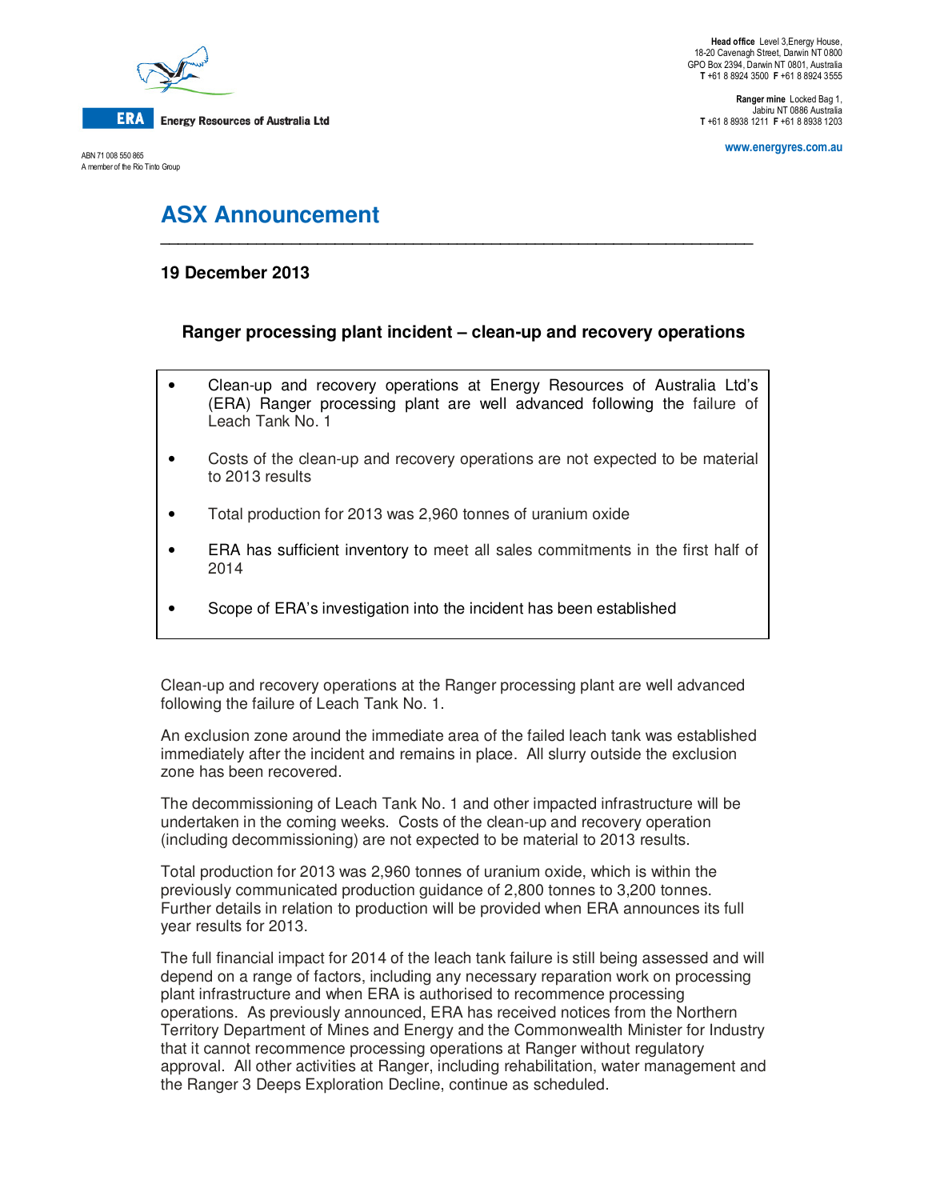Energy Resources of Australia Ltd

ABN 71 008 550 865
A member of the Rio Tinto Group

**Head office** Level 3,Energy House, 18-20 Cavenagh Street, Darwin NT 0800
GPO Box 2394, Darwin NT 0801, Australia
**T** +61 8 8924 3500 **F** +61 8 8924 3555

**Ranger mine** Locked Bag 1, Jabiru NT 0886 Australia
**T** +61 8 8938 1211 **F** +61 8 8938 1203

www.energyres.com.au

# ASX Announcement

**19 December 2013**

## Ranger processing plant incident – clean-up and recovery operations

- Clean-up and recovery operations at Energy Resources of Australia Ltd's (ERA) Ranger processing plant are well advanced following the failure of Leach Tank No. 1
- Costs of the clean-up and recovery operations are not expected to be material to 2013 results
- Total production for 2013 was 2,960 tonnes of uranium oxide
- ERA has sufficient inventory to meet all sales commitments in the first half of 2014
- Scope of ERA's investigation into the incident has been established

Clean-up and recovery operations at the Ranger processing plant are well advanced following the failure of Leach Tank No. 1.

An exclusion zone around the immediate area of the failed leach tank was established immediately after the incident and remains in place. All slurry outside the exclusion zone has been recovered.

The decommissioning of Leach Tank No. 1 and other impacted infrastructure will be undertaken in the coming weeks. Costs of the clean-up and recovery operation (including decommissioning) are not expected to be material to 2013 results.

Total production for 2013 was 2,960 tonnes of uranium oxide, which is within the previously communicated production guidance of 2,800 tonnes to 3,200 tonnes. Further details in relation to production will be provided when ERA announces its full year results for 2013.

The full financial impact for 2014 of the leach tank failure is still being assessed and will depend on a range of factors, including any necessary reparation work on processing plant infrastructure and when ERA is authorised to recommence processing operations. As previously announced, ERA has received notices from the Northern Territory Department of Mines and Energy and the Commonwealth Minister for Industry that it cannot recommence processing operations at Ranger without regulatory approval. All other activities at Ranger, including rehabilitation, water management and the Ranger 3 Deeps Exploration Decline, continue as scheduled.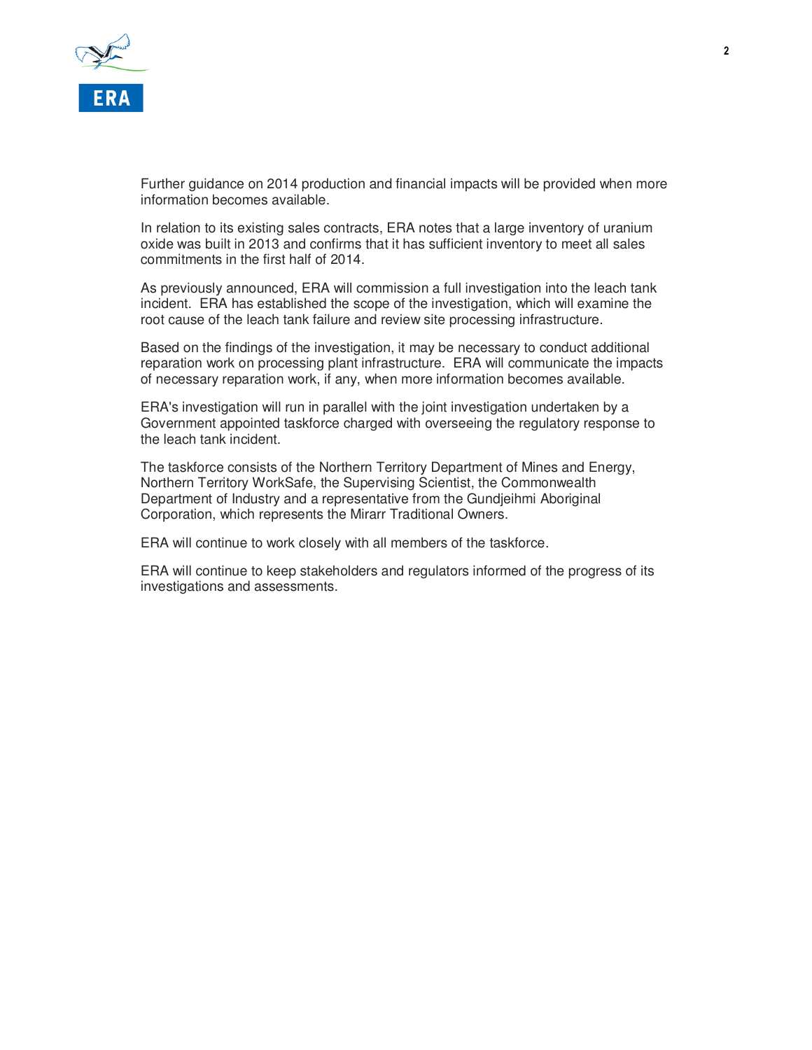Further guidance on 2014 production and financial impacts will be provided when more information becomes available.

In relation to its existing sales contracts, ERA notes that a large inventory of uranium oxide was built in 2013 and confirms that it has sufficient inventory to meet all sales commitments in the first half of 2014.

As previously announced, ERA will commission a full investigation into the leach tank incident. ERA has established the scope of the investigation, which will examine the root cause of the leach tank failure and review site processing infrastructure.

Based on the findings of the investigation, it may be necessary to conduct additional reparation work on processing plant infrastructure. ERA will communicate the impacts of necessary reparation work, if any, when more information becomes available.

ERA's investigation will run in parallel with the joint investigation undertaken by a Government appointed taskforce charged with overseeing the regulatory response to the leach tank incident.

The taskforce consists of the Northern Territory Department of Mines and Energy, Northern Territory WorkSafe, the Supervising Scientist, the Commonwealth Department of Industry and a representative from the Gundjeihmi Aboriginal Corporation, which represents the Mirarr Traditional Owners.

ERA will continue to work closely with all members of the taskforce.

ERA will continue to keep stakeholders and regulators informed of the progress of its investigations and assessments.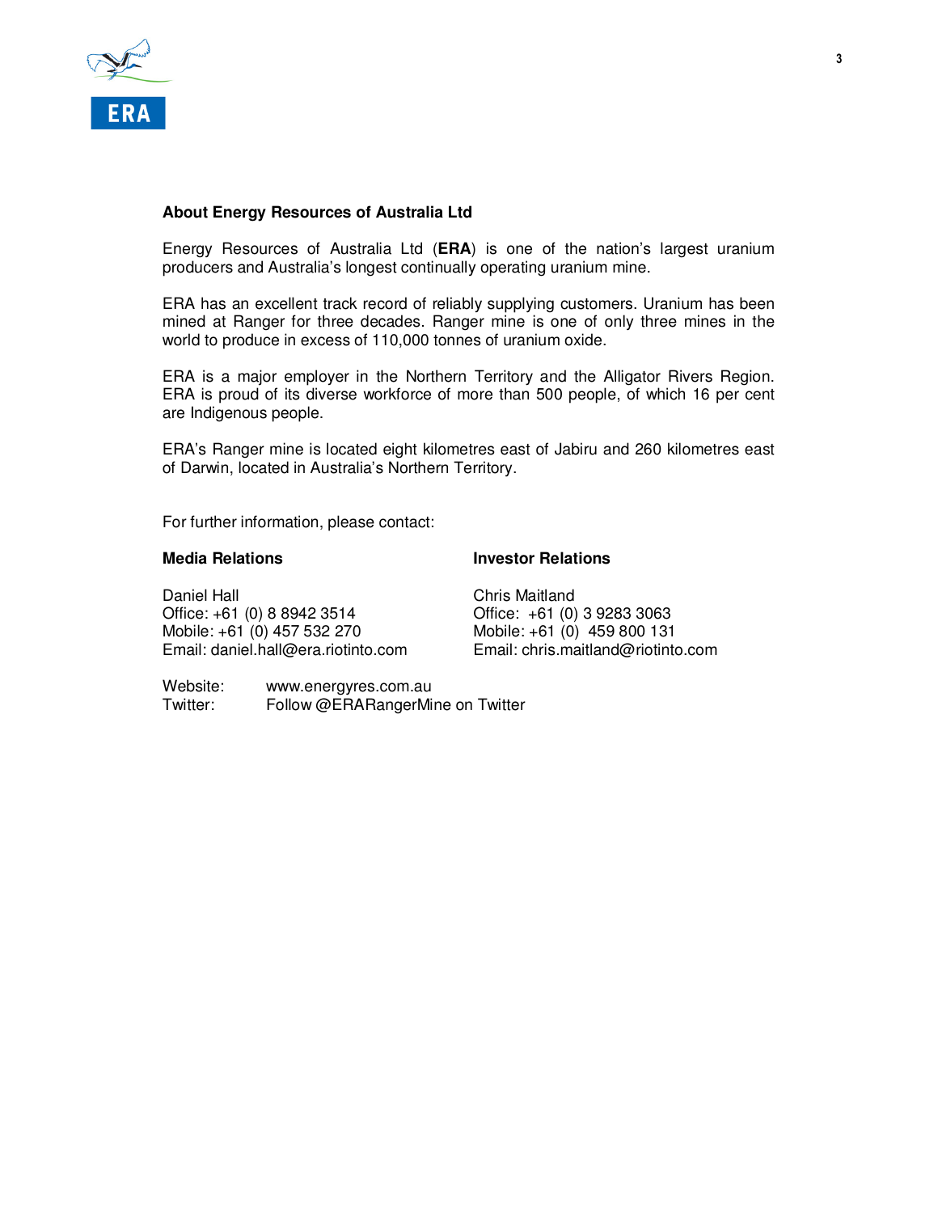## About Energy Resources of Australia Ltd

Energy Resources of Australia Ltd (**ERA**) is one of the nation's largest uranium producers and Australia's longest continually operating uranium mine.

ERA has an excellent track record of reliably supplying customers. Uranium has been mined at Ranger for three decades. Ranger mine is one of only three mines in the world to produce in excess of 110,000 tonnes of uranium oxide.

ERA is a major employer in the Northern Territory and the Alligator Rivers Region. ERA is proud of its diverse workforce of more than 500 people, of which 16 per cent are Indigenous people.

ERA's Ranger mine is located eight kilometres east of Jabiru and 260 kilometres east of Darwin, located in Australia's Northern Territory.

For further information, please contact:

**Media Relations**

Daniel Hall
Office: +61 (0) 8 8942 3514
Mobile: +61 (0) 457 532 270
Email: daniel.hall@era.riotinto.com

**Investor Relations**

Chris Maitland
Office: +61 (0) 3 9283 3063
Mobile: +61 (0) 459 800 131
Email: chris.maitland@riotinto.com

Website: www.energyres.com.au
Twitter: Follow @ERARangerMine on Twitter